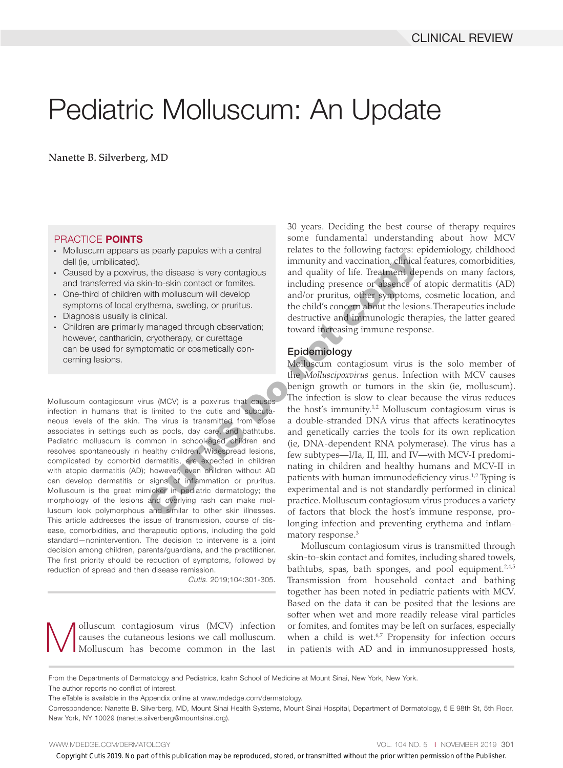CLINICAL REVIEW

# Pediatric Molluscum: An Update

**Nanette B. Silverberg, MD**

## PRACTICE POINTS

- Molluscum appears as pearly papules with a central dell (ie, umbilicated).
- Caused by a poxvirus, the disease is very contagious and transferred via skin-to-skin contact or fomites.
- One-third of children with molluscum will develop symptoms of local erythema, swelling, or pruritus.
- Diagnosis usually is clinical.
- Children are primarily managed through observation; however, cantharidin, cryotherapy, or curettage can be used for symptomatic or cosmetically concerning lesions.

Molluscum contagiosum virus (MCV) is a poxvirus that causes infection in humans that is limited to the cutis and subcutaneous levels of the skin. The virus is transmitted from close associates in settings such as pools, day care, and bathtubs. Pediatric molluscum is common in school-aged children and resolves spontaneously in healthy children. Widespread lesions, complicated by comorbid dermatitis, are expected in children with atopic dermatitis (AD); however, even children without AD can develop dermatitis or signs of inflammation or pruritus. Molluscum is the great mimicker in pediatric dermatology; the morphology of the lesions and overlying rash can make molluscum look polymorphous and similar to other skin illnesses. This article addresses the issue of transmission, course of disease, comorbidities, and therapeutic options, including the gold standard—nonintervention. The decision to intervene is a joint decision among children, parents/guardians, and the practitioner. The first priority should be reduction of symptoms, followed by reduction of spread and then disease remission.

*Cutis.* 2019;104:301-305.

Molluscum contagiosum virus (MCV) infection causes the cutaneous lesions we call molluscum. Molluscum has become common in the last 30 years. Deciding the best course of therapy requires some fundamental understanding about how MCV relates to the following factors: epidemiology, childhood immunity and vaccination, clinical features, comorbidities, and quality of life. Treatment depends on many factors, including presence or absence of atopic dermatitis (AD) and/or pruritus, other symptoms, cosmetic location, and the child's concern about the lesions. Therapeutics include destructive and immunologic therapies, the latter geared toward increasing immune response.

## Epidemiology

Molluscum contagiosum virus is the solo member of the *Molluscipoxvirus* genus. Infection with MCV causes benign growth or tumors in the skin (ie, molluscum). The infection is slow to clear because the virus reduces the host's immunity.[1,2] Molluscum contagiosum virus is a double-stranded DNA virus that affects keratinocytes and genetically carries the tools for its own replication (ie, DNA-dependent RNA polymerase). The virus has a few subtypes—I/Ia, II, III, and IV—with MCV-I predominating in children and healthy humans and MCV-II in patients with human immunodeficiency virus.[1,2] Typing is experimental and is not standardly performed in clinical practice. Molluscum contagiosum virus produces a variety of factors that block the host's immune response, prolonging infection and preventing erythema and inflammatory response.[3]

Molluscum contagiosum virus is transmitted through skin-to-skin contact and fomites, including shared towels, bathtubs, spas, bath sponges, and pool equipment.[2,4,5] Transmission from household contact and bathing together has been noted in pediatric patients with MCV. Based on the data it can be posited that the lesions are softer when wet and more readily release viral particles or fomites, and fomites may be left on surfaces, especially when a child is wet.[6,7] Propensity for infection occurs in patients with AD and in immunosuppressed hosts,

From the Departments of Dermatology and Pediatrics, Icahn School of Medicine at Mount Sinai, New York, New York.

The author reports no conflict of interest.

The eTable is available in the Appendix online at www.mdedge.com/dermatology.

Correspondence: Nanette B. Silverberg, MD, Mount Sinai Health Systems, Mount Sinai Hospital, Department of Dermatology, 5 E 98th St, 5th Floor, New York, NY 10029 (nanette.silverberg@mountsinai.org).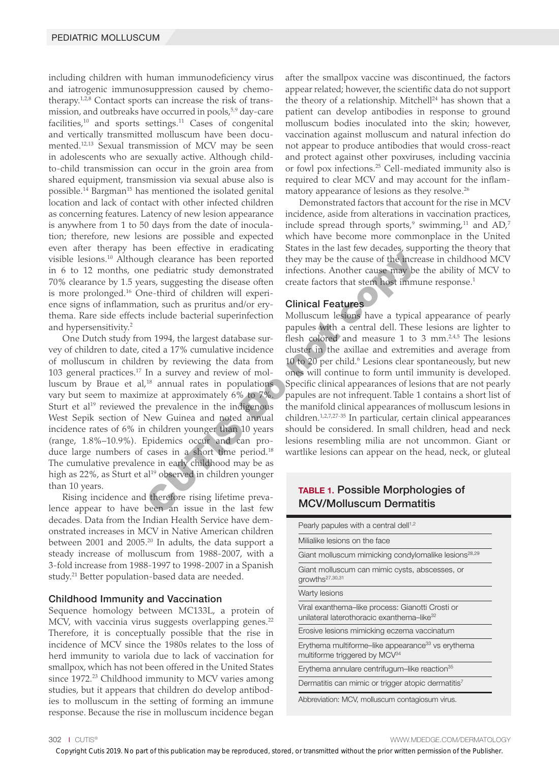including children with human immunodeficiency virus and iatrogenic immunosuppression caused by chemotherapy.[1,2,8] Contact sports can increase the risk of transmission, and outbreaks have occurred in pools,[5,9] day-care facilities,[10] and sports settings.[11] Cases of congenital and vertically transmitted molluscum have been documented.[12,13] Sexual transmission of MCV may be seen in adolescents who are sexually active. Although child-to-child transmission can occur in the groin area from shared equipment, transmission via sexual abuse also is possible.[14] Bargman[15] has mentioned the isolated genital location and lack of contact with other infected children as concerning features. Latency of new lesion appearance is anywhere from 1 to 50 days from the date of inoculation; therefore, new lesions are possible and expected even after therapy has been effective in eradicating visible lesions.[10] Although clearance has been reported in 6 to 12 months, one pediatric study demonstrated 70% clearance by 1.5 years, suggesting the disease often is more prolonged.[16] One-third of children will experience signs of inflammation, such as pruritus and/or erythema. Rare side effects include bacterial superinfection and hypersensitivity.[2]

One Dutch study from 1994, the largest database survey of children to date, cited a 17% cumulative incidence of molluscum in children by reviewing the data from 103 general practices.[17] In a survey and review of molluscum by Braue et al,[18] annual rates in populations vary but seem to maximize at approximately 6% to 7%. Sturt et al[19] reviewed the prevalence in the indigenous West Sepik section of New Guinea and noted annual incidence rates of 6% in children younger than 10 years (range, 1.8%–10.9%). Epidemics occur and can produce large numbers of cases in a short time period.[18] The cumulative prevalence in early childhood may be as high as 22%, as Sturt et al[19] observed in children younger than 10 years.

Rising incidence and therefore rising lifetime prevalence appear to have been an issue in the last few decades. Data from the Indian Health Service have demonstrated increases in MCV in Native American children between 2001 and 2005.[20] In adults, the data support a steady increase of molluscum from 1988-2007, with a 3-fold increase from 1988-1997 to 1998-2007 in a Spanish study.[21] Better population-based data are needed.

### Childhood Immunity and Vaccination

Sequence homology between MC133L, a protein of MCV, with vaccinia virus suggests overlapping genes.[22] Therefore, it is conceptually possible that the rise in incidence of MCV since the 1980s relates to the loss of herd immunity to variola due to lack of vaccination for smallpox, which has not been offered in the United States since 1972.[23] Childhood immunity to MCV varies among studies, but it appears that children do develop antibodies to molluscum in the setting of forming an immune response. Because the rise in molluscum incidence began after the smallpox vaccine was discontinued, the factors appear related; however, the scientific data do not support the theory of a relationship. Mitchell[24] has shown that a patient can develop antibodies in response to ground molluscum bodies inoculated into the skin; however, vaccination against molluscum and natural infection do not appear to produce antibodies that would cross-react and protect against other poxviruses, including vaccinia or fowl pox infections.[25] Cell-mediated immunity also is required to clear MCV and may account for the inflammatory appearance of lesions as they resolve.[26]

Demonstrated factors that account for the rise in MCV incidence, aside from alterations in vaccination practices, include spread through sports,[9] swimming,[11] and AD,[7] which have become more commonplace in the United States in the last few decades, supporting the theory that they may be the cause of the increase in childhood MCV infections. Another cause may be the ability of MCV to create factors that stem host immune response.[1]

### Clinical Features

Molluscum lesions have a typical appearance of pearly papules with a central dell. These lesions are lighter to flesh colored and measure 1 to 3 mm.[2,4,5] The lesions cluster in the axillae and extremities and average from 10 to 20 per child.[6] Lesions clear spontaneously, but new ones will continue to form until immunity is developed. Specific clinical appearances of lesions that are not pearly papules are not infrequent. Table 1 contains a short list of the manifold clinical appearances of molluscum lesions in children.[1,2,7,27-35] In particular, certain clinical appearances should be considered. In small children, head and neck lesions resembling milia are not uncommon. Giant or wartlike lesions can appear on the head, neck, or gluteal

**TABLE 1. Possible Morphologies of MCV/Molluscum Dermatitis**

| |
|---|
| Pearly papules with a central dell[1,2] |
| Milialike lesions on the face |
| Giant molluscum mimicking condylomalike lesions[28,29] |
| Giant molluscum can mimic cysts, abscesses, or growths[27,30,31] |
| Warty lesions |
| Viral exanthema–like process: Gianotti Crosti or unilateral laterothoracic exanthema–like[32] |
| Erosive lesions mimicking eczema vaccinatum |
| Erythema multiforme–like appearance[33] vs erythema multiforme triggered by MCV[34] |
| Erythema annulare centrifugum–like reaction[35] |
| Dermatitis can mimic or trigger atopic dermatitis[7] |

Abbreviation: MCV, molluscum contagiosum virus.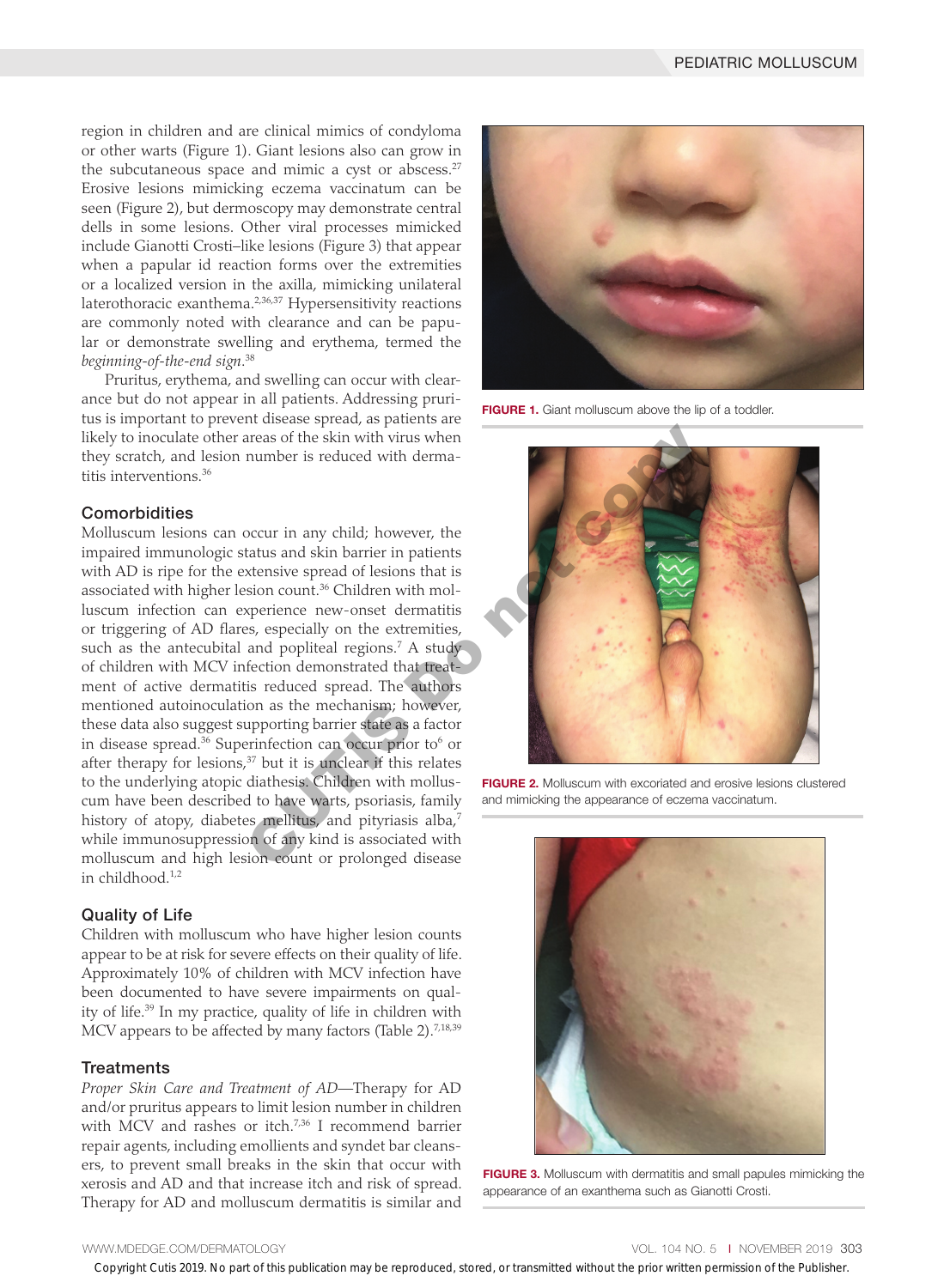region in children and are clinical mimics of condyloma or other warts (Figure 1). Giant lesions also can grow in the subcutaneous space and mimic a cyst or abscess.[27] Erosive lesions mimicking eczema vaccinatum can be seen (Figure 2), but dermoscopy may demonstrate central dells in some lesions. Other viral processes mimicked include Gianotti Crosti–like lesions (Figure 3) that appear when a papular id reaction forms over the extremities or a localized version in the axilla, mimicking unilateral laterothoracic exanthema.[2,36,37] Hypersensitivity reactions are commonly noted with clearance and can be papular or demonstrate swelling and erythema, termed the *beginning-of-the-end sign*.[38]

Pruritus, erythema, and swelling can occur with clearance but do not appear in all patients. Addressing pruritus is important to prevent disease spread, as patients are likely to inoculate other areas of the skin with virus when they scratch, and lesion number is reduced with dermatitis interventions.[36]

## Comorbidities

Molluscum lesions can occur in any child; however, the impaired immunologic status and skin barrier in patients with AD is ripe for the extensive spread of lesions that is associated with higher lesion count.[36] Children with molluscum infection can experience new-onset dermatitis or triggering of AD flares, especially on the extremities, such as the antecubital and popliteal regions.[7] A study of children with MCV infection demonstrated that treatment of active dermatitis reduced spread. The authors mentioned autoinoculation as the mechanism; however, these data also suggest supporting barrier state as a factor in disease spread.[36] Superinfection can occur prior to[6] or after therapy for lesions,[37] but it is unclear if this relates to the underlying atopic diathesis. Children with molluscum have been described to have warts, psoriasis, family history of atopy, diabetes mellitus, and pityriasis alba,[7] while immunosuppression of any kind is associated with molluscum and high lesion count or prolonged disease in childhood.[1,2]

## Quality of Life

Children with molluscum who have higher lesion counts appear to be at risk for severe effects on their quality of life. Approximately 10% of children with MCV infection have been documented to have severe impairments on quality of life.[39] In my practice, quality of life in children with MCV appears to be affected by many factors (Table 2).[7,18,39]

## Treatments

*Proper Skin Care and Treatment of AD*—Therapy for AD and/or pruritus appears to limit lesion number in children with MCV and rashes or itch.[7,36] I recommend barrier repair agents, including emollients and syndet bar cleansers, to prevent small breaks in the skin that occur with xerosis and AD and that increase itch and risk of spread. Therapy for AD and molluscum dermatitis is similar and

**FIGURE 1.** Giant molluscum above the lip of a toddler.

**FIGURE 2.** Molluscum with excoriated and erosive lesions clustered and mimicking the appearance of eczema vaccinatum.

**FIGURE 3.** Molluscum with dermatitis and small papules mimicking the appearance of an exanthema such as Gianotti Crosti.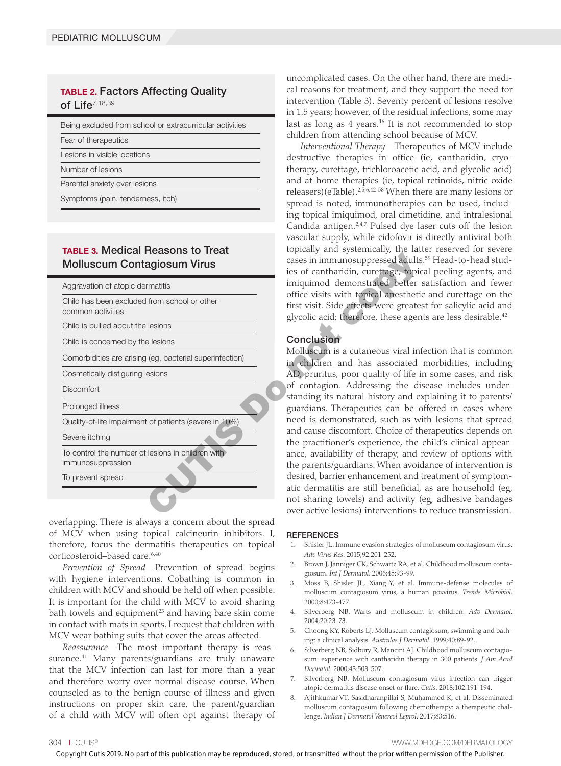**TABLE 2. Factors Affecting Quality of Life**[7,18,39]

| Factors |
|---|
| Being excluded from school or extracurricular activities |
| Fear of therapeutics |
| Lesions in visible locations |
| Number of lesions |
| Parental anxiety over lesions |
| Symptoms (pain, tenderness, itch) |

**TABLE 3. Medical Reasons to Treat Molluscum Contagiosum Virus**

| Reasons |
|---|
| Aggravation of atopic dermatitis |
| Child has been excluded from school or other common activities |
| Child is bullied about the lesions |
| Child is concerned by the lesions |
| Comorbidities are arising (eg, bacterial superinfection) |
| Cosmetically disfiguring lesions |
| Discomfort |
| Prolonged illness |
| Quality-of-life impairment of patients (severe in 10%) |
| Severe itching |
| To control the number of lesions in children with immunosuppression |
| To prevent spread |

overlapping. There is always a concern about the spread of MCV when using topical calcineurin inhibitors. I, therefore, focus the dermatitis therapeutics on topical corticosteroid–based care.[6,40]

*Prevention of Spread*—Prevention of spread begins with hygiene interventions. Cobathing is common in children with MCV and should be held off when possible. It is important for the child with MCV to avoid sharing bath towels and equipment[23] and having bare skin come in contact with mats in sports. I request that children with MCV wear bathing suits that cover the areas affected.

*Reassurance*—The most important therapy is reassurance.[41] Many parents/guardians are truly unaware that the MCV infection can last for more than a year and therefore worry over normal disease course. When counseled as to the benign course of illness and given instructions on proper skin care, the parent/guardian of a child with MCV will often opt against therapy of uncomplicated cases. On the other hand, there are medical reasons for treatment, and they support the need for intervention (Table 3). Seventy percent of lesions resolve in 1.5 years; however, of the residual infections, some may last as long as 4 years.[16] It is not recommended to stop children from attending school because of MCV.

*Interventional Therapy*—Therapeutics of MCV include destructive therapies in office (ie, cantharidin, cryotherapy, curettage, trichloroacetic acid, and glycolic acid) and at-home therapies (ie, topical retinoids, nitric oxide releasers)(eTable).[2,5,6,42-58] When there are many lesions or spread is noted, immunotherapies can be used, including topical imiquimod, oral cimetidine, and intralesional Candida antigen.[2,4,7] Pulsed dye laser cuts off the lesion vascular supply, while cidofovir is directly antiviral both topically and systemically, the latter reserved for severe cases in immunosuppressed adults.[59] Head-to-head studies of cantharidin, curettage, topical peeling agents, and imiquimod demonstrated better satisfaction and fewer office visits with topical anesthetic and curettage on the first visit. Side effects were greatest for salicylic acid and glycolic acid; therefore, these agents are less desirable.[42]

## Conclusion

Molluscum is a cutaneous viral infection that is common in children and has associated morbidities, including AD, pruritus, poor quality of life in some cases, and risk of contagion. Addressing the disease includes understanding its natural history and explaining it to parents/guardians. Therapeutics can be offered in cases where need is demonstrated, such as with lesions that spread and cause discomfort. Choice of therapeutics depends on the practitioner's experience, the child's clinical appearance, availability of therapy, and review of options with the parents/guardians. When avoidance of intervention is desired, barrier enhancement and treatment of symptomatic dermatitis are still beneficial, as are household (eg, not sharing towels) and activity (eg, adhesive bandages over active lesions) interventions to reduce transmission.

## REFERENCES

1. Shisler JL. Immune evasion strategies of molluscum contagiosum virus. *Adv Virus Res*. 2015;92:201-252.
2. Brown J, Janniger CK, Schwartz RA, et al. Childhood molluscum contagiosum. *Int J Dermatol*. 2006;45:93-99.
3. Moss B, Shisler JL, Xiang Y, et al. Immune-defense molecules of molluscum contagiosum virus, a human poxvirus. *Trends Microbiol*. 2000;8:473-477.
4. Silverberg NB. Warts and molluscum in children. *Adv Dermatol*. 2004;20:23-73.
5. Choong KY, Roberts LJ. Molluscum contagiosum, swimming and bathing: a clinical analysis. *Australas J Dermatol*. 1999;40:89-92.
6. Silverberg NB, Sidbury R, Mancini AJ. Childhood molluscum contagiosum: experience with cantharidin therapy in 300 patients. *J Am Acad Dermatol*. 2000;43:503-507.
7. Silverberg NB. Molluscum contagiosum virus infection can trigger atopic dermatitis disease onset or flare. *Cutis*. 2018;102:191-194.
8. Ajithkumar VT, Sasidharanpillai S, Muhammed K, et al. Disseminated molluscum contagiosum following chemotherapy: a therapeutic challenge. *Indian J Dermatol Venereol Leprol*. 2017;83:516.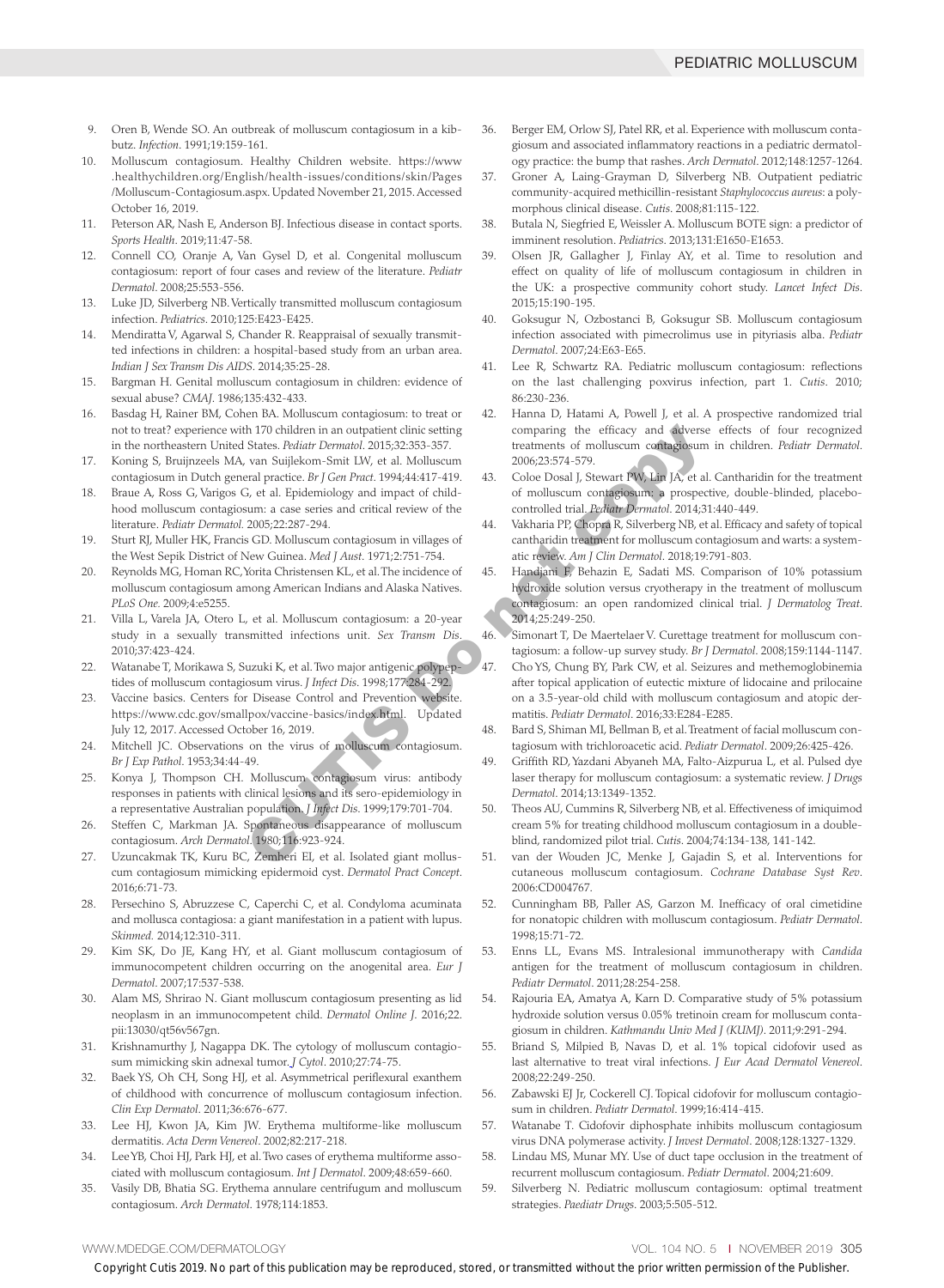9. Oren B, Wende SO. An outbreak of molluscum contagiosum in a kibbutz. *Infection*. 1991;19:159-161.
10. Molluscum contagiosum. Healthy Children website. https://www.healthychildren.org/English/health-issues/conditions/skin/Pages/Molluscum-Contagiosum.aspx. Updated November 21, 2015. Accessed October 16, 2019.
11. Peterson AR, Nash E, Anderson BJ. Infectious disease in contact sports. *Sports Health*. 2019;11:47-58.
12. Connell CO, Oranje A, Van Gysel D, et al. Congenital molluscum contagiosum: report of four cases and review of the literature. *Pediatr Dermatol*. 2008;25:553-556.
13. Luke JD, Silverberg NB. Vertically transmitted molluscum contagiosum infection. *Pediatrics*. 2010;125:E423-E425.
14. Mendiratta V, Agarwal S, Chander R. Reappraisal of sexually transmitted infections in children: a hospital-based study from an urban area. *Indian J Sex Transm Dis AIDS*. 2014;35:25-28.
15. Bargman H. Genital molluscum contagiosum in children: evidence of sexual abuse? *CMAJ*. 1986;135:432-433.
16. Basdag H, Rainer BM, Cohen BA. Molluscum contagiosum: to treat or not to treat? experience with 170 children in an outpatient clinic setting in the northeastern United States. *Pediatr Dermatol*. 2015;32:353-357.
17. Koning S, Bruijnzeels MA, van Suijlekom-Smit LW, et al. Molluscum contagiosum in Dutch general practice. *Br J Gen Pract*. 1994;44:417-419.
18. Braue A, Ross G, Varigos G, et al. Epidemiology and impact of childhood molluscum contagiosum: a case series and critical review of the literature. *Pediatr Dermatol*. 2005;22:287-294.
19. Sturt RJ, Muller HK, Francis GD. Molluscum contagiosum in villages of the West Sepik District of New Guinea. *Med J Aust*. 1971;2:751-754.
20. Reynolds MG, Homan RC, Yorita Christensen KL, et al. The incidence of molluscum contagiosum among American Indians and Alaska Natives. *PLoS One*. 2009;4:e5255.
21. Villa L, Varela JA, Otero L, et al. Molluscum contagiosum: a 20-year study in a sexually transmitted infections unit. *Sex Transm Dis*. 2010;37:423-424.
22. Watanabe T, Morikawa S, Suzuki K, et al. Two major antigenic polypeptides of molluscum contagiosum virus. *J Infect Dis*. 1998;177:284-292.
23. Vaccine basics. Centers for Disease Control and Prevention website. https://www.cdc.gov/smallpox/vaccine-basics/index.html. Updated July 12, 2017. Accessed October 16, 2019.
24. Mitchell JC. Observations on the virus of molluscum contagiosum. *Br J Exp Pathol*. 1953;34:44-49.
25. Konya J, Thompson CH. Molluscum contagiosum virus: antibody responses in patients with clinical lesions and its sero-epidemiology in a representative Australian population. *J Infect Dis*. 1999;179:701-704.
26. Steffen C, Markman JA. Spontaneous disappearance of molluscum contagiosum. *Arch Dermatol*. 1980;116:923-924.
27. Uzuncakmak TK, Kuru BC, Zemheri EI, et al. Isolated giant molluscum contagiosum mimicking epidermoid cyst. *Dermatol Pract Concept*. 2016;6:71-73.
28. Persechino S, Abruzzese C, Caperchi C, et al. Condyloma acuminata and mollusca contagiosa: a giant manifestation in a patient with lupus. *Skinmed*. 2014;12:310-311.
29. Kim SK, Do JE, Kang HY, et al. Giant molluscum contagiosum of immunocompetent children occurring on the anogenital area. *Eur J Dermatol*. 2007;17:537-538.
30. Alam MS, Shrirao N. Giant molluscum contagiosum presenting as lid neoplasm in an immunocompetent child. *Dermatol Online J*. 2016;22. pii:13030/qt56v567gn.
31. Krishnamurthy J, Nagappa DK. The cytology of molluscum contagiosum mimicking skin adnexal tumor. *J Cytol*. 2010;27:74-75.
32. Baek YS, Oh CH, Song HJ, et al. Asymmetrical periflexural exanthem of childhood with concurrence of molluscum contagiosum infection. *Clin Exp Dermatol*. 2011;36:676-677.
33. Lee HJ, Kwon JA, Kim JW. Erythema multiforme-like molluscum dermatitis. *Acta Derm Venereol*. 2002;82:217-218.
34. Lee YB, Choi HJ, Park HJ, et al. Two cases of erythema multiforme associated with molluscum contagiosum. *Int J Dermatol*. 2009;48:659-660.
35. Vasily DB, Bhatia SG. Erythema annulare centrifugum and molluscum contagiosum. *Arch Dermatol*. 1978;114:1853.
36. Berger EM, Orlow SJ, Patel RR, et al. Experience with molluscum contagiosum and associated inflammatory reactions in a pediatric dermatology practice: the bump that rashes. *Arch Dermatol*. 2012;148:1257-1264.
37. Groner A, Laing-Grayman D, Silverberg NB. Outpatient pediatric community-acquired methicillin-resistant *Staphylococcus aureus*: a polymorphous clinical disease. *Cutis*. 2008;81:115-122.
38. Butala N, Siegfried E, Weissler A. Molluscum BOTE sign: a predictor of imminent resolution. *Pediatrics*. 2013;131:E1650-E1653.
39. Olsen JR, Gallagher J, Finlay AY, et al. Time to resolution and effect on quality of life of molluscum contagiosum in children in the UK: a prospective community cohort study. *Lancet Infect Dis*. 2015;15:190-195.
40. Goksugur N, Ozbostanci B, Goksugur SB. Molluscum contagiosum infection associated with pimecrolimus use in pityriasis alba. *Pediatr Dermatol*. 2007;24:E63-E65.
41. Lee R, Schwartz RA. Pediatric molluscum contagiosum: reflections on the last challenging poxvirus infection, part 1. *Cutis*. 2010;86:230-236.
42. Hanna D, Hatami A, Powell J, et al. A prospective randomized trial comparing the efficacy and adverse effects of four recognized treatments of molluscum contagiosum in children. *Pediatr Dermatol*. 2006;23:574-579.
43. Coloe Dosal J, Stewart PW, Lin JA, et al. Cantharidin for the treatment of molluscum contagiosum: a prospective, double-blinded, placebo-controlled trial. *Pediatr Dermatol*. 2014;31:440-449.
44. Vakharia PP, Chopra R, Silverberg NB, et al. Efficacy and safety of topical cantharidin treatment for molluscum contagiosum and warts: a systematic review. *Am J Clin Dermatol*. 2018;19:791-803.
45. Handjani F, Behazin E, Sadati MS. Comparison of 10% potassium hydroxide solution versus cryotherapy in the treatment of molluscum contagiosum: an open randomized clinical trial. *J Dermatolog Treat*. 2014;25:249-250.
46. Simonart T, De Maertelaer V. Curettage treatment for molluscum contagiosum: a follow-up survey study. *Br J Dermatol*. 2008;159:1144-1147.
47. Cho YS, Chung BY, Park CW, et al. Seizures and methemoglobinemia after topical application of eutectic mixture of lidocaine and prilocaine on a 3.5-year-old child with molluscum contagiosum and atopic dermatitis. *Pediatr Dermatol*. 2016;33:E284-E285.
48. Bard S, Shiman MI, Bellman B, et al. Treatment of facial molluscum contagiosum with trichloroacetic acid. *Pediatr Dermatol*. 2009;26:425-426.
49. Griffith RD, Yazdani Abyaneh MA, Falto-Aizpurua L, et al. Pulsed dye laser therapy for molluscum contagiosum: a systematic review. *J Drugs Dermatol*. 2014;13:1349-1352.
50. Theos AU, Cummins R, Silverberg NB, et al. Effectiveness of imiquimod cream 5% for treating childhood molluscum contagiosum in a double-blind, randomized pilot trial. *Cutis*. 2004;74:134-138, 141-142.
51. van der Wouden JC, Menke J, Gajadin S, et al. Interventions for cutaneous molluscum contagiosum. *Cochrane Database Syst Rev*. 2006:CD004767.
52. Cunningham BB, Paller AS, Garzon M. Inefficacy of oral cimetidine for nonatopic children with molluscum contagiosum. *Pediatr Dermatol*. 1998;15:71-72.
53. Enns LL, Evans MS. Intralesional immunotherapy with *Candida* antigen for the treatment of molluscum contagiosum in children. *Pediatr Dermatol*. 2011;28:254-258.
54. Rajouria EA, Amatya A, Karn D. Comparative study of 5% potassium hydroxide solution versus 0.05% tretinoin cream for molluscum contagiosum in children. *Kathmandu Univ Med J (KUMJ)*. 2011;9:291-294.
55. Briand S, Milpied B, Navas D, et al. 1% topical cidofovir used as last alternative to treat viral infections. *J Eur Acad Dermatol Venereol*. 2008;22:249-250.
56. Zabawski EJ Jr, Cockerell CJ. Topical cidofovir for molluscum contagiosum in children. *Pediatr Dermatol*. 1999;16:414-415.
57. Watanabe T. Cidofovir diphosphate inhibits molluscum contagiosum virus DNA polymerase activity. *J Invest Dermatol*. 2008;128:1327-1329.
58. Lindau MS, Munar MY. Use of duct tape occlusion in the treatment of recurrent molluscum contagiosum. *Pediatr Dermatol*. 2004;21:609.
59. Silverberg N. Pediatric molluscum contagiosum: optimal treatment strategies. *Paediatr Drugs*. 2003;5:505-512.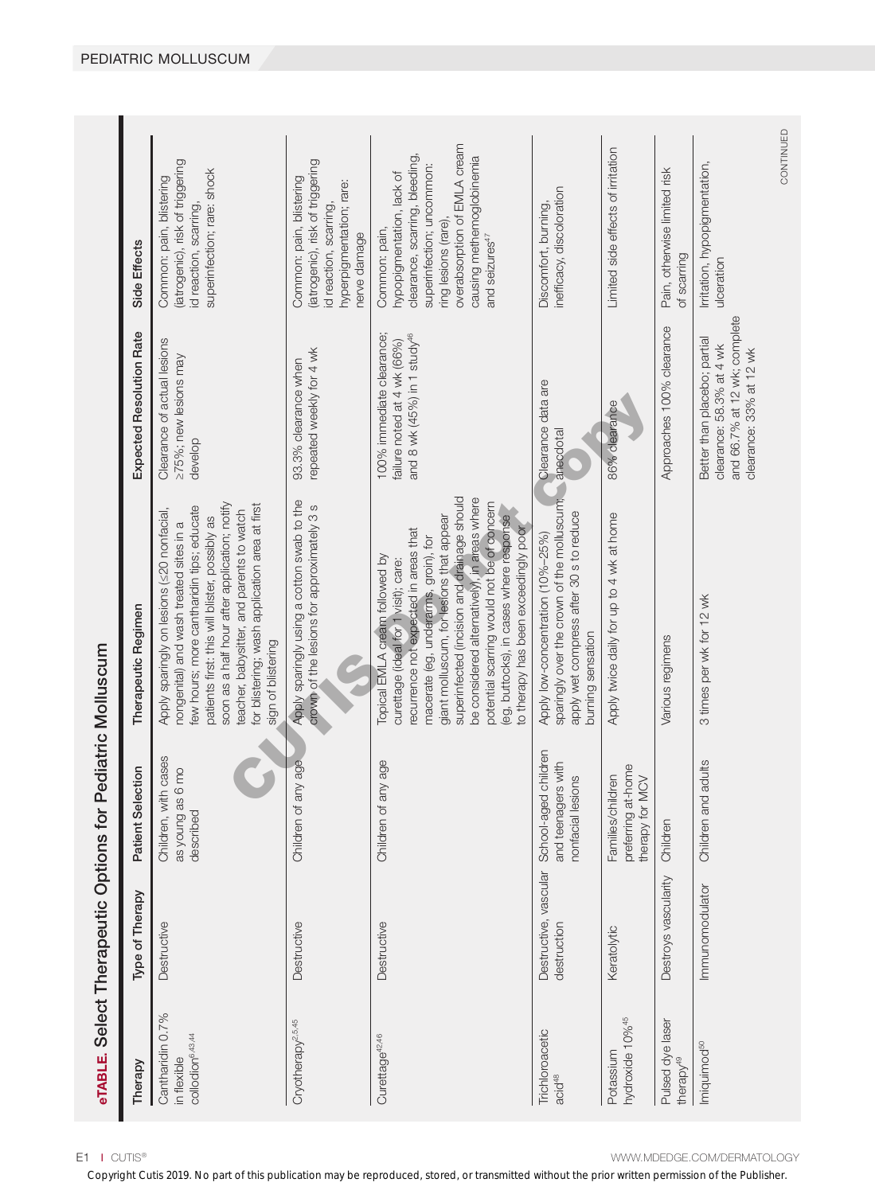**eTABLE.** Select Therapeutic Options for Pediatric Molluscum

| Therapy | Type of Therapy | Patient Selection | Therapeutic Regimen | Expected Resolution Rate | Side Effects |
|---|---|---|---|---|---|
| Cantharidin 0.7% in flexible collodion[6,43,44] | Destructive | Children, with cases as young as 6 mo described | Apply sparingly on lesions (≤20 nonfacial, nongenital) and wash treated sites in a few hours; more cantharidin tips; educate patients first: this will blister, possibly as soon as a half hour after application; notify teacher, babysitter, and parents to watch for blistering; wash application area at first sign of blistering | Clearance of actual lesions ≥75%; new lesions may develop | Common: pain, blistering (iatrogenic), risk of triggering id reaction, scarring, superinfection; rare: shock |
| Cryotherapy[2,5,45] | Destructive | Children of any age | Apply sparingly using a cotton swab to the crown of the lesions for approximately 3 s | 93.3% clearance when repeated weekly for 4 wk | Common: pain, blistering (iatrogenic), risk of triggering id reaction, scarring, hyperpigmentation; rare: nerve damage |
| Curettage[42,46] | Destructive | Children of any age | Topical EMLA cream followed by curettage (ideal for 1 visit); care: recurrence not expected in areas that macerate (eg, underarms, groin), for giant molluscum, for lesions that appear superinfected (incision and drainage should be considered alternatively), in areas where potential scarring would not be of concern (eg, buttocks), in cases where response to therapy has been exceedingly poor | 100% immediate clearance; failure noted at 4 wk (66%) and 8 wk (45%) in 1 study[46] | Common: pain, hypopigmentation, lack of clearance, scarring, bleeding, superinfection; uncommon: ring lesions (rare), overabsorption of EMLA cream causing methemoglobinemia and seizures[47] |
| Trichloroacetic acid[48] | Destructive, vascular destruction | School-aged children and teenagers with nonfacial lesions | Apply low-concentration (10%–25%) sparingly over the crown of the molluscum; apply wet compress after 30 s to reduce burning sensation | Clearance data are anecdotal | Discomfort, burning, inefficacy, discoloration |
| Potassium hydroxide 10%[45] | Keratolytic | Families/children preferring at-home therapy for MCV | Apply twice daily for up to 4 wk at home | 86% clearance | Limited side effects of irritation |
| Pulsed dye laser therapy[49] | Destroys vascularity | Children | Various regimens | Approaches 100% clearance | Pain, otherwise limited risk of scarring |
| Imiquimod[50] | Immunomodulator | Children and adults | 3 times per wk for 12 wk | Better than placebo; partial clearance: 58.3% at 4 wk and 66.7% at 12 wk; complete clearance: 33% at 12 wk | Irritation, hypopigmentation, ulceration |

CONTINUED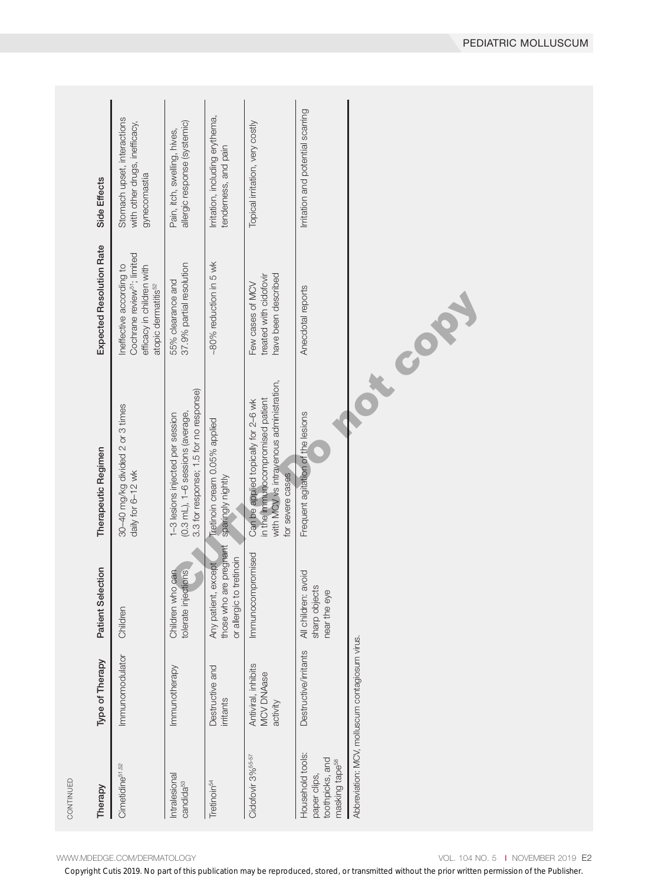CONTINUED

| Therapy | Type of Therapy | Patient Selection | Therapeutic Regimen | Expected Resolution Rate | Side Effects |
|---|---|---|---|---|---|
| Cimetidine[51,52] | Immunomodulator | Children | 30–40 mg/kg divided 2 or 3 times daily for 6–12 wk | Ineffective according to Cochrane review[51]; limited efficacy in children with atopic dermatitis[52] | Stomach upset, interactions with other drugs, inefficacy, gynecomastia |
| Intralesional candida[53] | Immunotherapy | Children who can tolerate injections | 1–3 lesions injected per session (0.3 mL), 1–6 sessions (average, 3.3 for response; 1.5 for no response) | 55% clearance and 37.9% partial resolution | Pain, itch, swelling, hives, allergic response (systemic) |
| Tretinoin[54] | Destructive and irritants | Any patient, except those who are pregnant or allergic to tretinoin | Tretinoin cream 0.05% applied sparingly nightly | ~80% reduction in 5 wk | Irritation, including erythema, tenderness, and pain |
| Cidofovir 3%[55-57] | Antiviral, inhibits MCV DNAase activity | Immunocompromised | Can be applied topically for 2–6 wk in the immunocompromised patient with MCV vs intravenous administration, for severe cases | Few cases of MCV treated with cidofovir have been described | Topical irritation, very costly |
| Household tools: paper clips, toothpicks, and masking tape[58] | Destructive/irritants | All children: avoid sharp objects near the eye | Frequent agitation of the lesions | Anecdotal reports | Irritation and potential scarring |

Abbreviation: MCV, molluscum contagiosum virus.

Copyright Cutis 2019. No part of this publication may be reproduced, stored, or transmitted without the prior written permission of the Publisher.